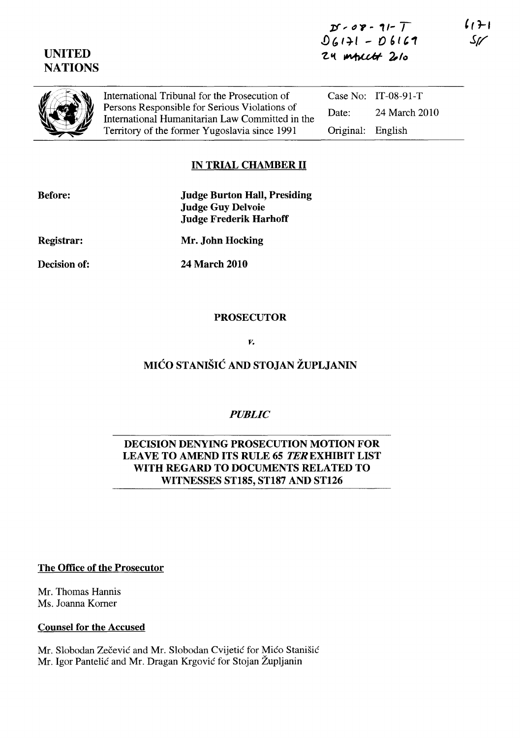IT-08-91-T
D6171 - D6169
24 MARCH 2010

6171
SF

UNITED
NATIONS

| International Tribunal for the Prosecution of Persons Responsible for Serious Violations of International Humanitarian Law Committed in the Territory of the former Yugoslavia since 1991 | Case No: | IT-08-91-T |
|---|---|---|
| | Date: | 24 March 2010 |
| | Original: | English |

## IN TRIAL CHAMBER II

**Before:** **Judge Burton Hall, Presiding**
**Judge Guy Delvoie**
**Judge Frederik Harhoff**

**Registrar:** **Mr. John Hocking**

**Decision of:** **24 March 2010**

**PROSECUTOR**

*v.*

**MIĆO STANIŠIĆ AND STOJAN ŽUPLJANIN**

*PUBLIC*

**DECISION DENYING PROSECUTION MOTION FOR LEAVE TO AMEND ITS RULE 65 *TER* EXHIBIT LIST WITH REGARD TO DOCUMENTS RELATED TO WITNESSES ST185, ST187 AND ST126**

**The Office of the Prosecutor**

Mr. Thomas Hannis
Ms. Joanna Korner

**Counsel for the Accused**

Mr. Slobodan Zečević and Mr. Slobodan Cvijetić for Mićo Stanišić
Mr. Igor Pantelić and Mr. Dragan Krgović for Stojan Župljanin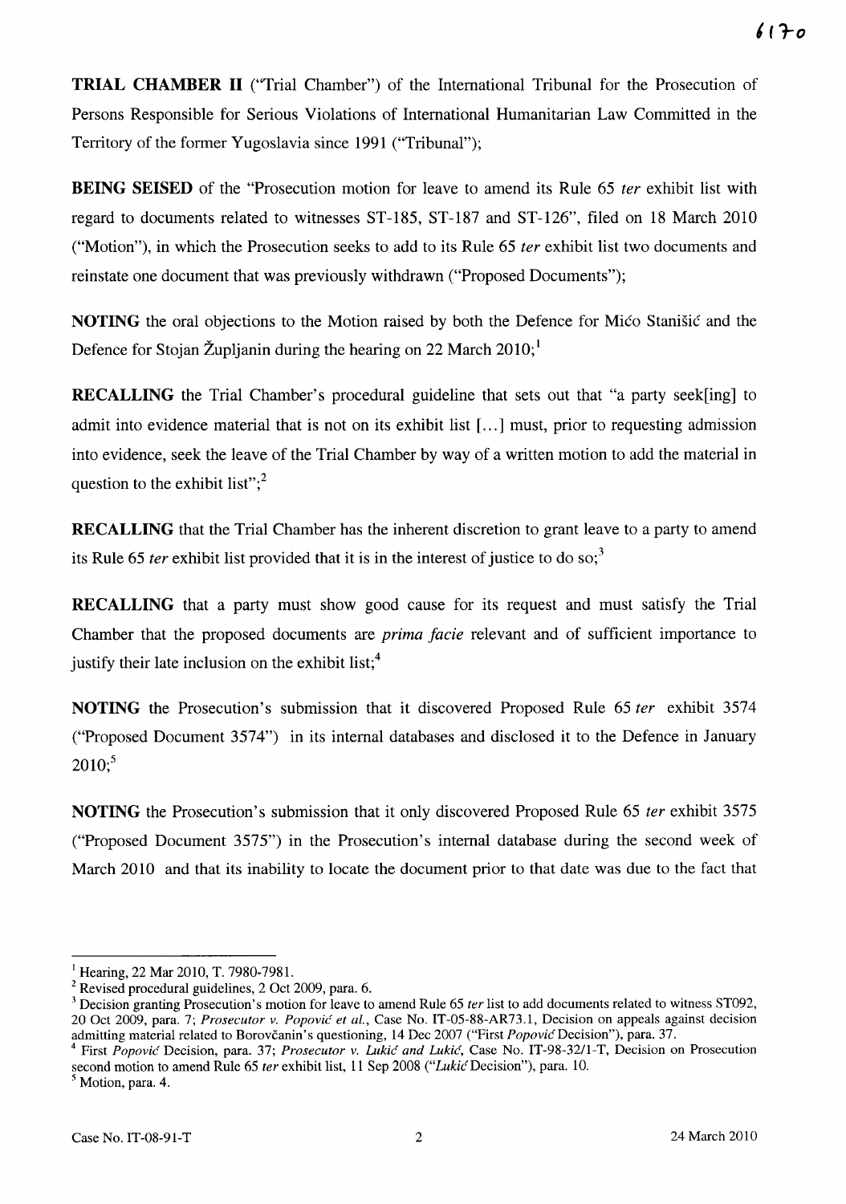**TRIAL CHAMBER II** ("Trial Chamber") of the International Tribunal for the Prosecution of Persons Responsible for Serious Violations of International Humanitarian Law Committed in the Territory of the former Yugoslavia since 1991 ("Tribunal");

**BEING SEISED** of the "Prosecution motion for leave to amend its Rule 65 *ter* exhibit list with regard to documents related to witnesses ST-185, ST-187 and ST-126", filed on 18 March 2010 ("Motion"), in which the Prosecution seeks to add to its Rule 65 *ter* exhibit list two documents and reinstate one document that was previously withdrawn ("Proposed Documents");

**NOTING** the oral objections to the Motion raised by both the Defence for Mićo Stanišić and the Defence for Stojan Župljanin during the hearing on 22 March 2010;[1]

**RECALLING** the Trial Chamber's procedural guideline that sets out that "a party seek[ing] to admit into evidence material that is not on its exhibit list [...] must, prior to requesting admission into evidence, seek the leave of the Trial Chamber by way of a written motion to add the material in question to the exhibit list";[2]

**RECALLING** that the Trial Chamber has the inherent discretion to grant leave to a party to amend its Rule 65 *ter* exhibit list provided that it is in the interest of justice to do so;[3]

**RECALLING** that a party must show good cause for its request and must satisfy the Trial Chamber that the proposed documents are *prima facie* relevant and of sufficient importance to justify their late inclusion on the exhibit list;[4]

**NOTING** the Prosecution's submission that it discovered Proposed Rule 65 *ter* exhibit 3574 ("Proposed Document 3574") in its internal databases and disclosed it to the Defence in January 2010;[5]

**NOTING** the Prosecution's submission that it only discovered Proposed Rule 65 *ter* exhibit 3575 ("Proposed Document 3575") in the Prosecution's internal database during the second week of March 2010 and that its inability to locate the document prior to that date was due to the fact that

---

[1] Hearing, 22 Mar 2010, T. 7980-7981.

[2] Revised procedural guidelines, 2 Oct 2009, para. 6.

[3] Decision granting Prosecution's motion for leave to amend Rule 65 *ter* list to add documents related to witness ST092, 20 Oct 2009, para. 7; *Prosecutor v. Popović et al.*, Case No. IT-05-88-AR73.1, Decision on appeals against decision admitting material related to Borovčanin's questioning, 14 Dec 2007 ("First *Popović* Decision"), para. 37.

[4] First *Popović* Decision, para. 37; *Prosecutor v. Lukić and Lukić*, Case No. IT-98-32/1-T, Decision on Prosecution second motion to amend Rule 65 *ter* exhibit list, 11 Sep 2008 ("*Lukić* Decision"), para. 10.

[5] Motion, para. 4.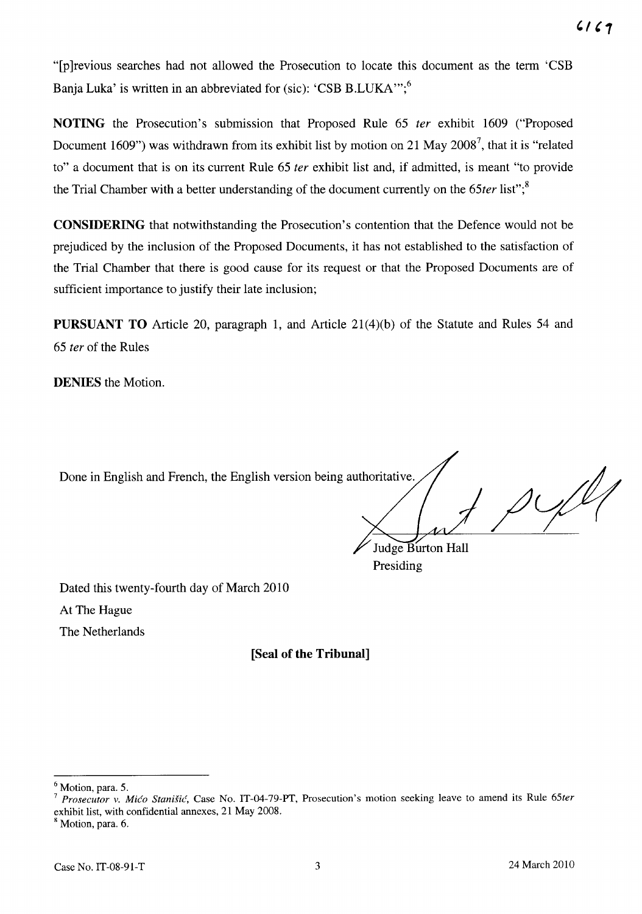"[p]revious searches had not allowed the Prosecution to locate this document as the term 'CSB Banja Luka' is written in an abbreviated for (sic): 'CSB B.LUKA'";[6]

**NOTING** the Prosecution's submission that Proposed Rule 65 *ter* exhibit 1609 ("Proposed Document 1609") was withdrawn from its exhibit list by motion on 21 May 2008[7], that it is "related to" a document that is on its current Rule 65 *ter* exhibit list and, if admitted, is meant "to provide the Trial Chamber with a better understanding of the document currently on the 65*ter* list";[8]

**CONSIDERING** that notwithstanding the Prosecution's contention that the Defence would not be prejudiced by the inclusion of the Proposed Documents, it has not established to the satisfaction of the Trial Chamber that there is good cause for its request or that the Proposed Documents are of sufficient importance to justify their late inclusion;

**PURSUANT TO** Article 20, paragraph 1, and Article 21(4)(b) of the Statute and Rules 54 and 65 *ter* of the Rules

**DENIES** the Motion.

Done in English and French, the English version being authoritative.

Judge Burton Hall
Presiding

Dated this twenty-fourth day of March 2010
At The Hague
The Netherlands

**[Seal of the Tribunal]**

---

[6] Motion, para. 5.

[7] *Prosecutor v. Mićo Stanišić*, Case No. IT-04-79-PT, Prosecution's motion seeking leave to amend its Rule 65*ter* exhibit list, with confidential annexes, 21 May 2008.

[8] Motion, para. 6.